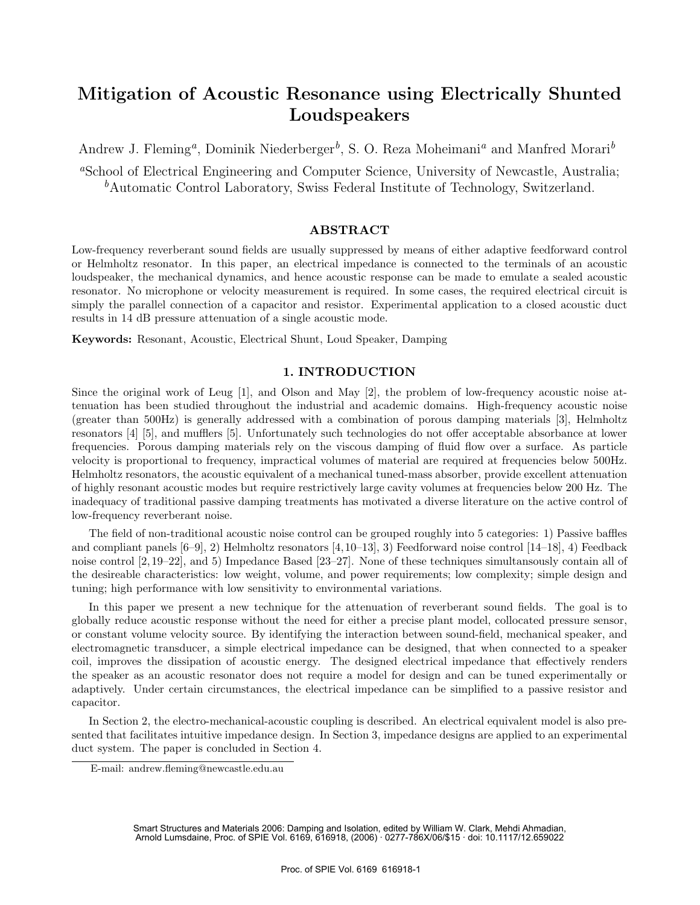# Mitigation of Acoustic Resonance using Electrically Shunted Loudspeakers

Andrew J. Fleming[a], Dominik Niederberger[b], S. O. Reza Moheimani[a] and Manfred Morari[b]

[a]School of Electrical Engineering and Computer Science, University of Newcastle, Australia;
[b]Automatic Control Laboratory, Swiss Federal Institute of Technology, Switzerland.

## ABSTRACT

Low-frequency reverberant sound fields are usually suppressed by means of either adaptive feedforward control or Helmholtz resonator. In this paper, an electrical impedance is connected to the terminals of an acoustic loudspeaker, the mechanical dynamics, and hence acoustic response can be made to emulate a sealed acoustic resonator. No microphone or velocity measurement is required. In some cases, the required electrical circuit is simply the parallel connection of a capacitor and resistor. Experimental application to a closed acoustic duct results in 14 dB pressure attenuation of a single acoustic mode.

**Keywords:** Resonant, Acoustic, Electrical Shunt, Loud Speaker, Damping

## 1. INTRODUCTION

Since the original work of Leug [1], and Olson and May [2], the problem of low-frequency acoustic noise attenuation has been studied throughout the industrial and academic domains. High-frequency acoustic noise (greater than 500Hz) is generally addressed with a combination of porous damping materials [3], Helmholtz resonators [4] [5], and mufflers [5]. Unfortunately such technologies do not offer acceptable absorbance at lower frequencies. Porous damping materials rely on the viscous damping of fluid flow over a surface. As particle velocity is proportional to frequency, impractical volumes of material are required at frequencies below 500Hz. Helmholtz resonators, the acoustic equivalent of a mechanical tuned-mass absorber, provide excellent attenuation of highly resonant acoustic modes but require restrictively large cavity volumes at frequencies below 200 Hz. The inadequacy of traditional passive damping treatments has motivated a diverse literature on the active control of low-frequency reverberant noise.

The field of non-traditional acoustic noise control can be grouped roughly into 5 categories: 1) Passive baffles and compliant panels [6–9], 2) Helmholtz resonators [4,10–13], 3) Feedforward noise control [14–18], 4) Feedback noise control [2,19–22], and 5) Impedance Based [23–27]. None of these techniques simultansously contain all of the desireable characteristics: low weight, volume, and power requirements; low complexity; simple design and tuning; high performance with low sensitivity to environmental variations.

In this paper we present a new technique for the attenuation of reverberant sound fields. The goal is to globally reduce acoustic response without the need for either a precise plant model, collocated pressure sensor, or constant volume velocity source. By identifying the interaction between sound-field, mechanical speaker, and electromagnetic transducer, a simple electrical impedance can be designed, that when connected to a speaker coil, improves the dissipation of acoustic energy. The designed electrical impedance that effectively renders the speaker as an acoustic resonator does not require a model for design and can be tuned experimentally or adaptively. Under certain circumstances, the electrical impedance can be simplified to a passive resistor and capacitor.

In Section 2, the electro-mechanical-acoustic coupling is described. An electrical equivalent model is also presented that facilitates intuitive impedance design. In Section 3, impedance designs are applied to an experimental duct system. The paper is concluded in Section 4.

E-mail: andrew.fleming@newcastle.edu.au

Smart Structures and Materials 2006: Damping and Isolation, edited by William W. Clark, Mehdi Ahmadian, Arnold Lumsdaine, Proc. of SPIE Vol. 6169, 616918, (2006) · 0277-786X/06/$15 · doi: 10.1117/12.659022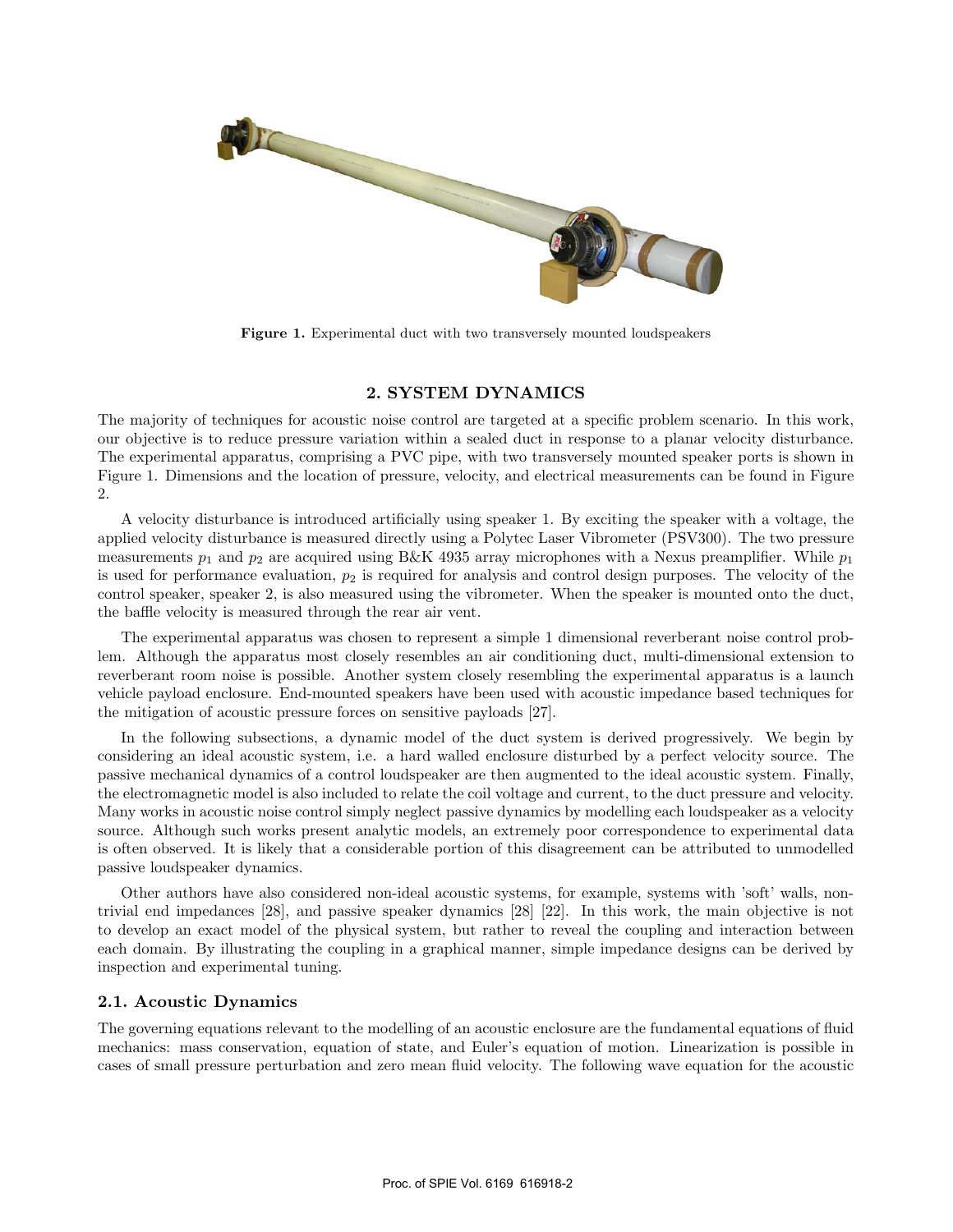**Figure 1.** Experimental duct with two transversely mounted loudspeakers

## 2. SYSTEM DYNAMICS

The majority of techniques for acoustic noise control are targeted at a specific problem scenario. In this work, our objective is to reduce pressure variation within a sealed duct in response to a planar velocity disturbance. The experimental apparatus, comprising a PVC pipe, with two transversely mounted speaker ports is shown in Figure 1. Dimensions and the location of pressure, velocity, and electrical measurements can be found in Figure 2.

A velocity disturbance is introduced artificially using speaker 1. By exciting the speaker with a voltage, the applied velocity disturbance is measured directly using a Polytec Laser Vibrometer (PSV300). The two pressure measurements $p_1$ and $p_2$ are acquired using B&K 4935 array microphones with a Nexus preamplifier. While $p_1$ is used for performance evaluation, $p_2$ is required for analysis and control design purposes. The velocity of the control speaker, speaker 2, is also measured using the vibrometer. When the speaker is mounted onto the duct, the baffle velocity is measured through the rear air vent.

The experimental apparatus was chosen to represent a simple 1 dimensional reverberant noise control problem. Although the apparatus most closely resembles an air conditioning duct, multi-dimensional extension to reverberant room noise is possible. Another system closely resembling the experimental apparatus is a launch vehicle payload enclosure. End-mounted speakers have been used with acoustic impedance based techniques for the mitigation of acoustic pressure forces on sensitive payloads [27].

In the following subsections, a dynamic model of the duct system is derived progressively. We begin by considering an ideal acoustic system, i.e. a hard walled enclosure disturbed by a perfect velocity source. The passive mechanical dynamics of a control loudspeaker are then augmented to the ideal acoustic system. Finally, the electromagnetic model is also included to relate the coil voltage and current, to the duct pressure and velocity. Many works in acoustic noise control simply neglect passive dynamics by modelling each loudspeaker as a velocity source. Although such works present analytic models, an extremely poor correspondence to experimental data is often observed. It is likely that a considerable portion of this disagreement can be attributed to unmodelled passive loudspeaker dynamics.

Other authors have also considered non-ideal acoustic systems, for example, systems with 'soft' walls, non-trivial end impedances [28], and passive speaker dynamics [28] [22]. In this work, the main objective is not to develop an exact model of the physical system, but rather to reveal the coupling and interaction between each domain. By illustrating the coupling in a graphical manner, simple impedance designs can be derived by inspection and experimental tuning.

### 2.1. Acoustic Dynamics

The governing equations relevant to the modelling of an acoustic enclosure are the fundamental equations of fluid mechanics: mass conservation, equation of state, and Euler's equation of motion. Linearization is possible in cases of small pressure perturbation and zero mean fluid velocity. The following wave equation for the acoustic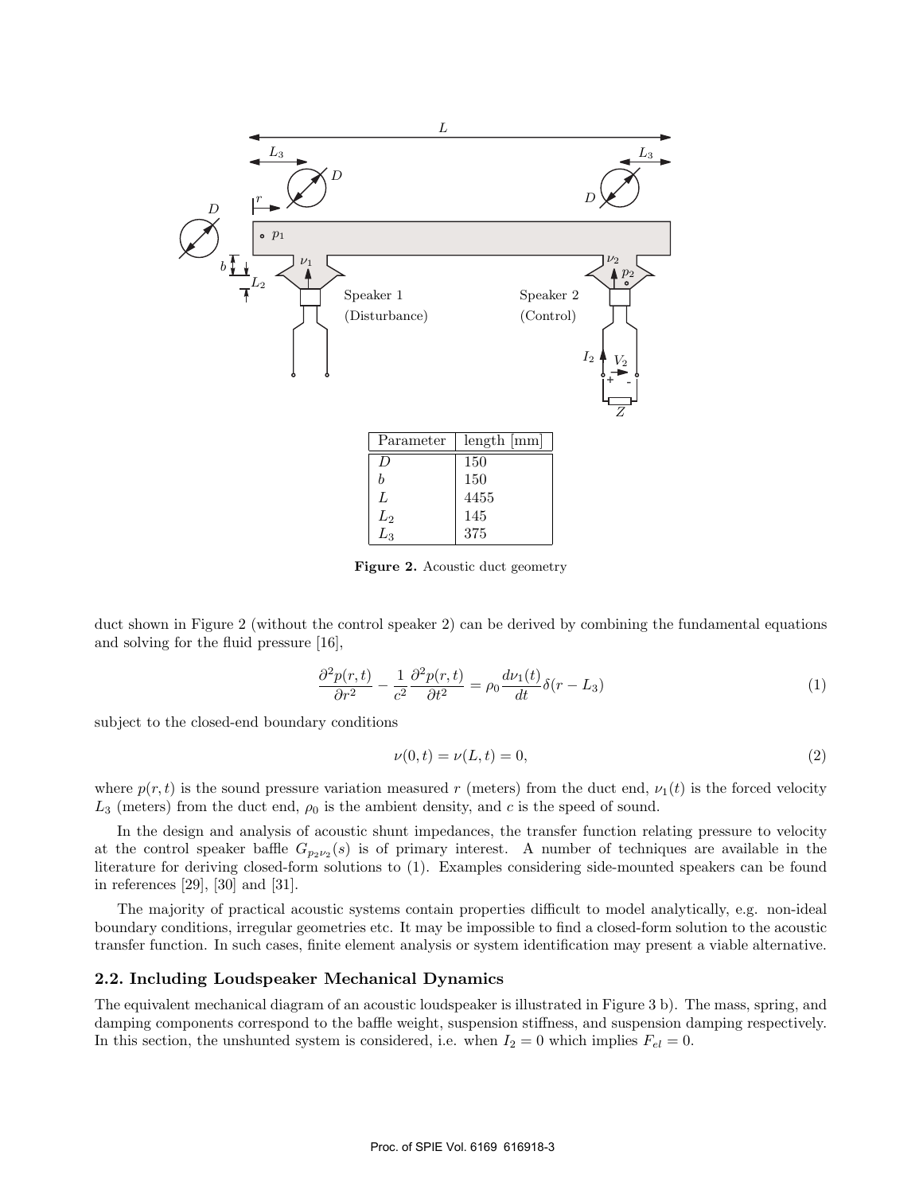| Parameter | length [mm] |
|---|---|
| $D$ | 150 |
| $b$ | 150 |
| $L$ | 4455 |
| $L_2$ | 145 |
| $L_3$ | 375 |

**Figure 2.** Acoustic duct geometry

duct shown in Figure 2 (without the control speaker 2) can be derived by combining the fundamental equations and solving for the fluid pressure [16],

$$\frac{\partial^2 p(r,t)}{\partial r^2} - \frac{1}{c^2}\frac{\partial^2 p(r,t)}{\partial t^2} = \rho_0 \frac{d\nu_1(t)}{dt}\delta(r - L_3) \tag{1}$$

subject to the closed-end boundary conditions

$$\nu(0,t) = \nu(L,t) = 0, \tag{2}$$

where $p(r,t)$ is the sound pressure variation measured $r$ (meters) from the duct end, $\nu_1(t)$ is the forced velocity $L_3$ (meters) from the duct end, $\rho_0$ is the ambient density, and $c$ is the speed of sound.

In the design and analysis of acoustic shunt impedances, the transfer function relating pressure to velocity at the control speaker baffle $G_{p_2\nu_2}(s)$ is of primary interest. A number of techniques are available in the literature for deriving closed-form solutions to (1). Examples considering side-mounted speakers can be found in references [29], [30] and [31].

The majority of practical acoustic systems contain properties difficult to model analytically, e.g. non-ideal boundary conditions, irregular geometries etc. It may be impossible to find a closed-form solution to the acoustic transfer function. In such cases, finite element analysis or system identification may present a viable alternative.

### 2.2. Including Loudspeaker Mechanical Dynamics

The equivalent mechanical diagram of an acoustic loudspeaker is illustrated in Figure 3 b). The mass, spring, and damping components correspond to the baffle weight, suspension stiffness, and suspension damping respectively. In this section, the unshunted system is considered, i.e. when $I_2 = 0$ which implies $F_{el} = 0$.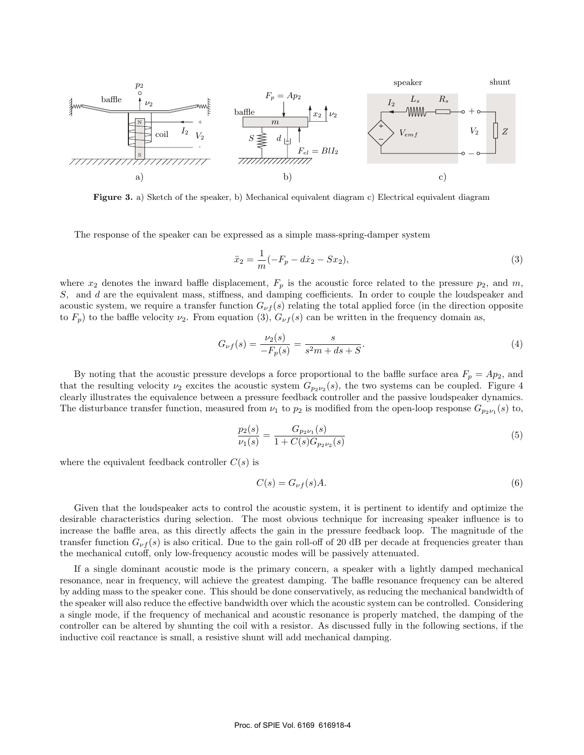**Figure 3.** a) Sketch of the speaker, b) Mechanical equivalent diagram c) Electrical equivalent diagram

The response of the speaker can be expressed as a simple mass-spring-damper system

$$\ddot{x}_2 = \frac{1}{m}(-F_p - d\dot{x}_2 - Sx_2), \tag{3}$$

where $x_2$ denotes the inward baffle displacement, $F_p$ is the acoustic force related to the pressure $p_2$, and $m$, $S$, and $d$ are the equivalent mass, stiffness, and damping coefficients. In order to couple the loudspeaker and acoustic system, we require a transfer function $G_{\nu f}(s)$ relating the total applied force (in the direction opposite to $F_p$) to the baffle velocity $\nu_2$. From equation (3), $G_{\nu f}(s)$ can be written in the frequency domain as,

$$G_{\nu f}(s) = \frac{\nu_2(s)}{-F_p(s)} = \frac{s}{s^2 m + ds + S}. \tag{4}$$

By noting that the acoustic pressure develops a force proportional to the baffle surface area $F_p = Ap_2$, and that the resulting velocity $\nu_2$ excites the acoustic system $G_{p_2\nu_2}(s)$, the two systems can be coupled. Figure 4 clearly illustrates the equivalence between a pressure feedback controller and the passive loudspeaker dynamics. The disturbance transfer function, measured from $\nu_1$ to $p_2$ is modified from the open-loop response $G_{p_2\nu_1}(s)$ to,

$$\frac{p_2(s)}{\nu_1(s)} = \frac{G_{p_2\nu_1}(s)}{1 + C(s)G_{p_2\nu_2}(s)} \tag{5}$$

where the equivalent feedback controller $C(s)$ is

$$C(s) = G_{\nu f}(s)A. \tag{6}$$

Given that the loudspeaker acts to control the acoustic system, it is pertinent to identify and optimize the desirable characteristics during selection. The most obvious technique for increasing speaker influence is to increase the baffle area, as this directly affects the gain in the pressure feedback loop. The magnitude of the transfer function $G_{\nu f}(s)$ is also critical. Due to the gain roll-off of 20 dB per decade at frequencies greater than the mechanical cutoff, only low-frequency acoustic modes will be passively attenuated.

If a single dominant acoustic mode is the primary concern, a speaker with a lightly damped mechanical resonance, near in frequency, will achieve the greatest damping. The baffle resonance frequency can be altered by adding mass to the speaker cone. This should be done conservatively, as reducing the mechanical bandwidth of the speaker will also reduce the effective bandwidth over which the acoustic system can be controlled. Considering a single mode, if the frequency of mechanical and acoustic resonance is properly matched, the damping of the controller can be altered by shunting the coil with a resistor. As discussed fully in the following sections, if the inductive coil reactance is small, a resistive shunt will add mechanical damping.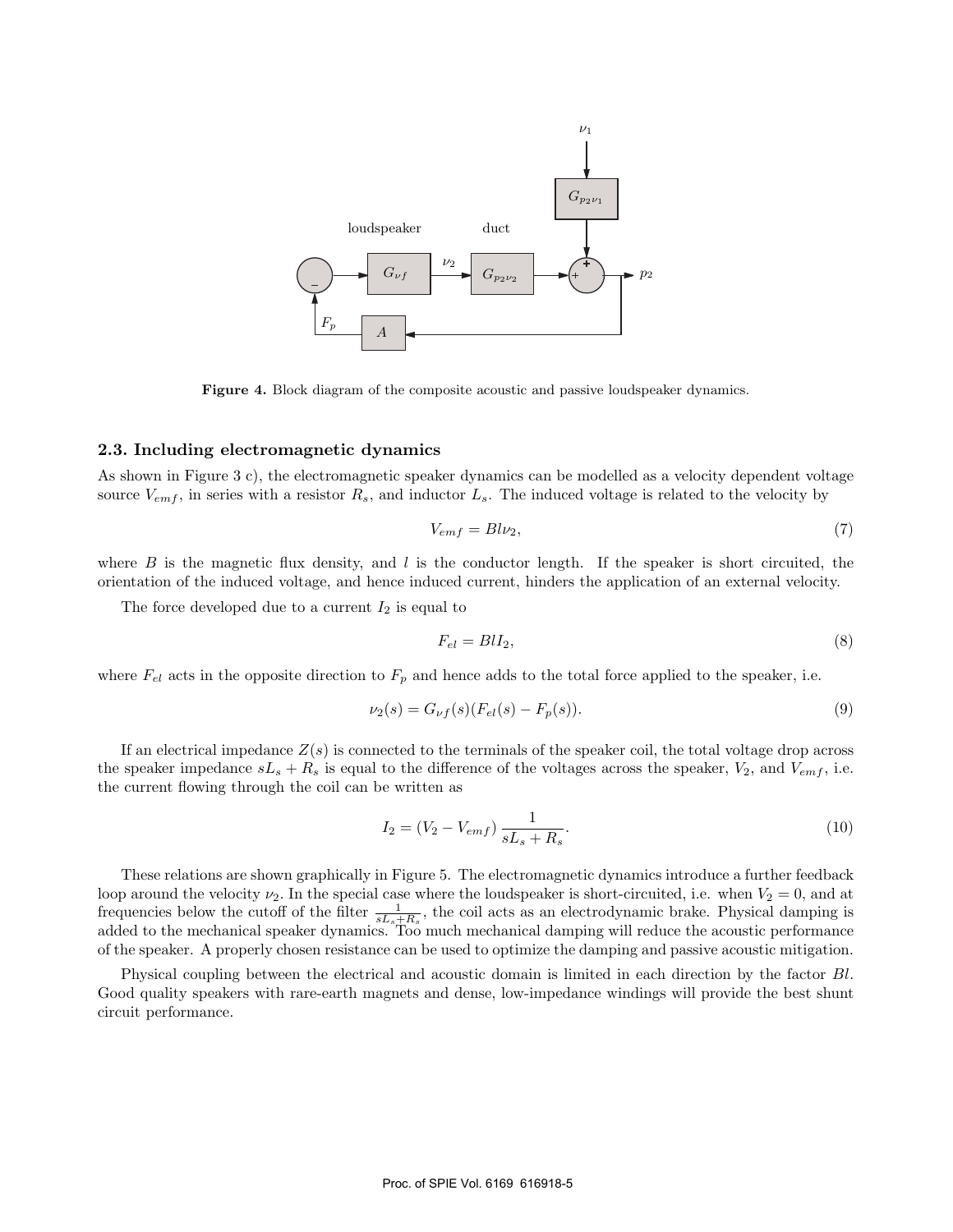Figure 4. Block diagram of the composite acoustic and passive loudspeaker dynamics.

### 2.3. Including electromagnetic dynamics

As shown in Figure 3 c), the electromagnetic speaker dynamics can be modelled as a velocity dependent voltage source $V_{emf}$, in series with a resistor $R_s$, and inductor $L_s$. The induced voltage is related to the velocity by

$$V_{emf} = Bl\nu_2, \tag{7}$$

where $B$ is the magnetic flux density, and $l$ is the conductor length. If the speaker is short circuited, the orientation of the induced voltage, and hence induced current, hinders the application of an external velocity.

The force developed due to a current $I_2$ is equal to

$$F_{el} = BlI_2, \tag{8}$$

where $F_{el}$ acts in the opposite direction to $F_p$ and hence adds to the total force applied to the speaker, i.e.

$$\nu_2(s) = G_{\nu f}(s)(F_{el}(s) - F_p(s)). \tag{9}$$

If an electrical impedance $Z(s)$ is connected to the terminals of the speaker coil, the total voltage drop across the speaker impedance $sL_s + R_s$ is equal to the difference of the voltages across the speaker, $V_2$, and $V_{emf}$, i.e. the current flowing through the coil can be written as

$$I_2 = (V_2 - V_{emf})\,\frac{1}{sL_s + R_s}. \tag{10}$$

These relations are shown graphically in Figure 5. The electromagnetic dynamics introduce a further feedback loop around the velocity $\nu_2$. In the special case where the loudspeaker is short-circuited, i.e. when $V_2 = 0$, and at frequencies below the cutoff of the filter $\frac{1}{sL_s+R_s}$, the coil acts as an electrodynamic brake. Physical damping is added to the mechanical speaker dynamics. Too much mechanical damping will reduce the acoustic performance of the speaker. A properly chosen resistance can be used to optimize the damping and passive acoustic mitigation.

Physical coupling between the electrical and acoustic domain is limited in each direction by the factor $Bl$. Good quality speakers with rare-earth magnets and dense, low-impedance windings will provide the best shunt circuit performance.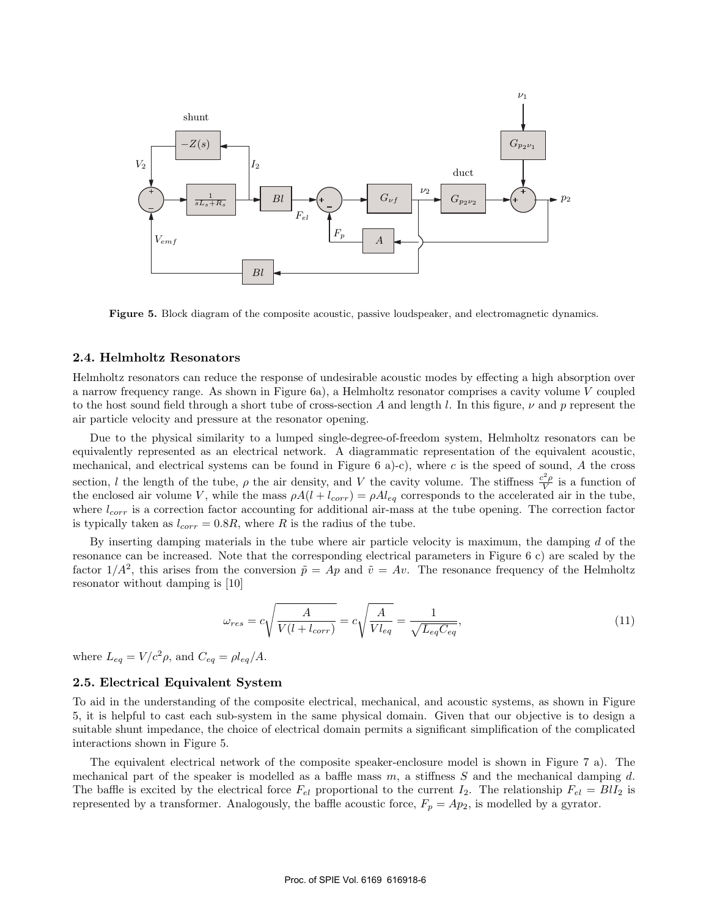**Figure 5.** Block diagram of the composite acoustic, passive loudspeaker, and electromagnetic dynamics.

### 2.4. Helmholtz Resonators

Helmholtz resonators can reduce the response of undesirable acoustic modes by effecting a high absorption over a narrow frequency range. As shown in Figure 6a), a Helmholtz resonator comprises a cavity volume $V$ coupled to the host sound field through a short tube of cross-section $A$ and length $l$. In this figure, $\nu$ and $p$ represent the air particle velocity and pressure at the resonator opening.

Due to the physical similarity to a lumped single-degree-of-freedom system, Helmholtz resonators can be equivalently represented as an electrical network. A diagrammatic representation of the equivalent acoustic, mechanical, and electrical systems can be found in Figure 6 a)-c), where $c$ is the speed of sound, $A$ the cross section, $l$ the length of the tube, $\rho$ the air density, and $V$ the cavity volume. The stiffness $\frac{c^2\rho}{V}$ is a function of the enclosed air volume $V$, while the mass $\rho A(l + l_{corr}) = \rho A l_{eq}$ corresponds to the accelerated air in the tube, where $l_{corr}$ is a correction factor accounting for additional air-mass at the tube opening. The correction factor is typically taken as $l_{corr} = 0.8R$, where $R$ is the radius of the tube.

By inserting damping materials in the tube where air particle velocity is maximum, the damping $d$ of the resonance can be increased. Note that the corresponding electrical parameters in Figure 6 c) are scaled by the factor $1/A^2$, this arises from the conversion $\tilde{p} = Ap$ and $\tilde{v} = Av$. The resonance frequency of the Helmholtz resonator without damping is [10]

$$\omega_{res} = c\sqrt{\frac{A}{V(l + l_{corr})}} = c\sqrt{\frac{A}{V l_{eq}}} = \frac{1}{\sqrt{L_{eq}C_{eq}}}, \tag{11}$$

where $L_{eq} = V/c^2\rho$, and $C_{eq} = \rho l_{eq}/A$.

### 2.5. Electrical Equivalent System

To aid in the understanding of the composite electrical, mechanical, and acoustic systems, as shown in Figure 5, it is helpful to cast each sub-system in the same physical domain. Given that our objective is to design a suitable shunt impedance, the choice of electrical domain permits a significant simplification of the complicated interactions shown in Figure 5.

The equivalent electrical network of the composite speaker-enclosure model is shown in Figure 7 a). The mechanical part of the speaker is modelled as a baffle mass $m$, a stiffness $S$ and the mechanical damping $d$. The baffle is excited by the electrical force $F_{el}$ proportional to the current $I_2$. The relationship $F_{el} = BlI_2$ is represented by a transformer. Analogously, the baffle acoustic force, $F_p = Ap_2$, is modelled by a gyrator.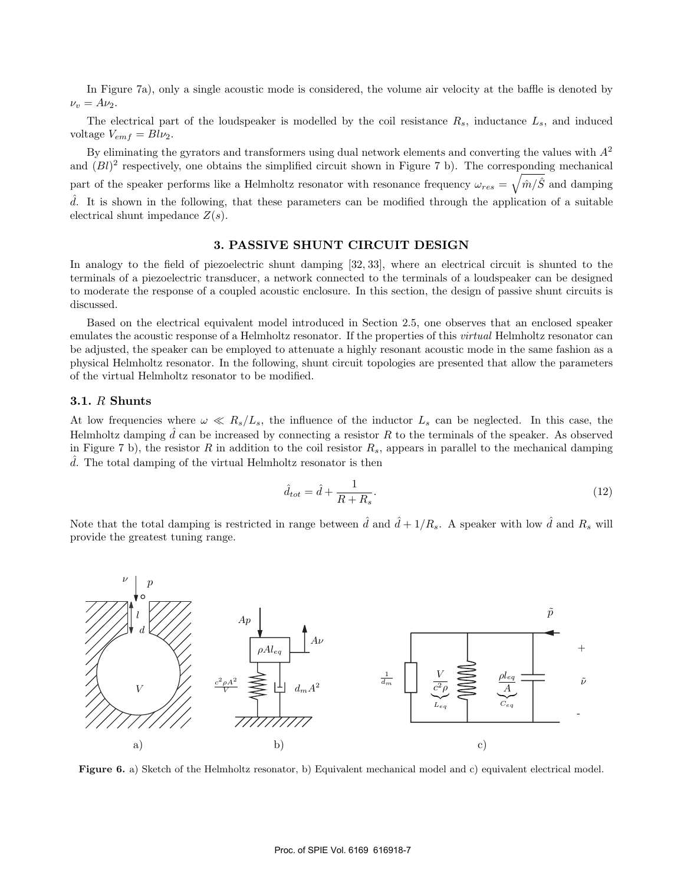In Figure 7a), only a single acoustic mode is considered, the volume air velocity at the baffle is denoted by $\nu_v = A\nu_2$.

The electrical part of the loudspeaker is modelled by the coil resistance $R_s$, inductance $L_s$, and induced voltage $V_{emf} = Bl\nu_2$.

By eliminating the gyrators and transformers using dual network elements and converting the values with $A^2$ and $(Bl)^2$ respectively, one obtains the simplified circuit shown in Figure 7 b). The corresponding mechanical part of the speaker performs like a Helmholtz resonator with resonance frequency $\omega_{res} = \sqrt{\hat{m}/\hat{S}}$ and damping $\hat{d}$. It is shown in the following, that these parameters can be modified through the application of a suitable electrical shunt impedance $Z(s)$.

## 3. PASSIVE SHUNT CIRCUIT DESIGN

In analogy to the field of piezoelectric shunt damping [32, 33], where an electrical circuit is shunted to the terminals of a piezoelectric transducer, a network connected to the terminals of a loudspeaker can be designed to moderate the response of a coupled acoustic enclosure. In this section, the design of passive shunt circuits is discussed.

Based on the electrical equivalent model introduced in Section 2.5, one observes that an enclosed speaker emulates the acoustic response of a Helmholtz resonator. If the properties of this *virtual* Helmholtz resonator can be adjusted, the speaker can be employed to attenuate a highly resonant acoustic mode in the same fashion as a physical Helmholtz resonator. In the following, shunt circuit topologies are presented that allow the parameters of the virtual Helmholtz resonator to be modified.

### 3.1. $R$ Shunts

At low frequencies where $\omega \ll R_s/L_s$, the influence of the inductor $L_s$ can be neglected. In this case, the Helmholtz damping $\hat{d}$ can be increased by connecting a resistor $R$ to the terminals of the speaker. As observed in Figure 7 b), the resistor $R$ in addition to the coil resistor $R_s$, appears in parallel to the mechanical damping $\hat{d}$. The total damping of the virtual Helmholtz resonator is then

$$\hat{d}_{tot} = \hat{d} + \frac{1}{R + R_s}. \tag{12}$$

Note that the total damping is restricted in range between $\hat{d}$ and $\hat{d} + 1/R_s$. A speaker with low $\hat{d}$ and $R_s$ will provide the greatest tuning range.

**Figure 6.** a) Sketch of the Helmholtz resonator, b) Equivalent mechanical model and c) equivalent electrical model.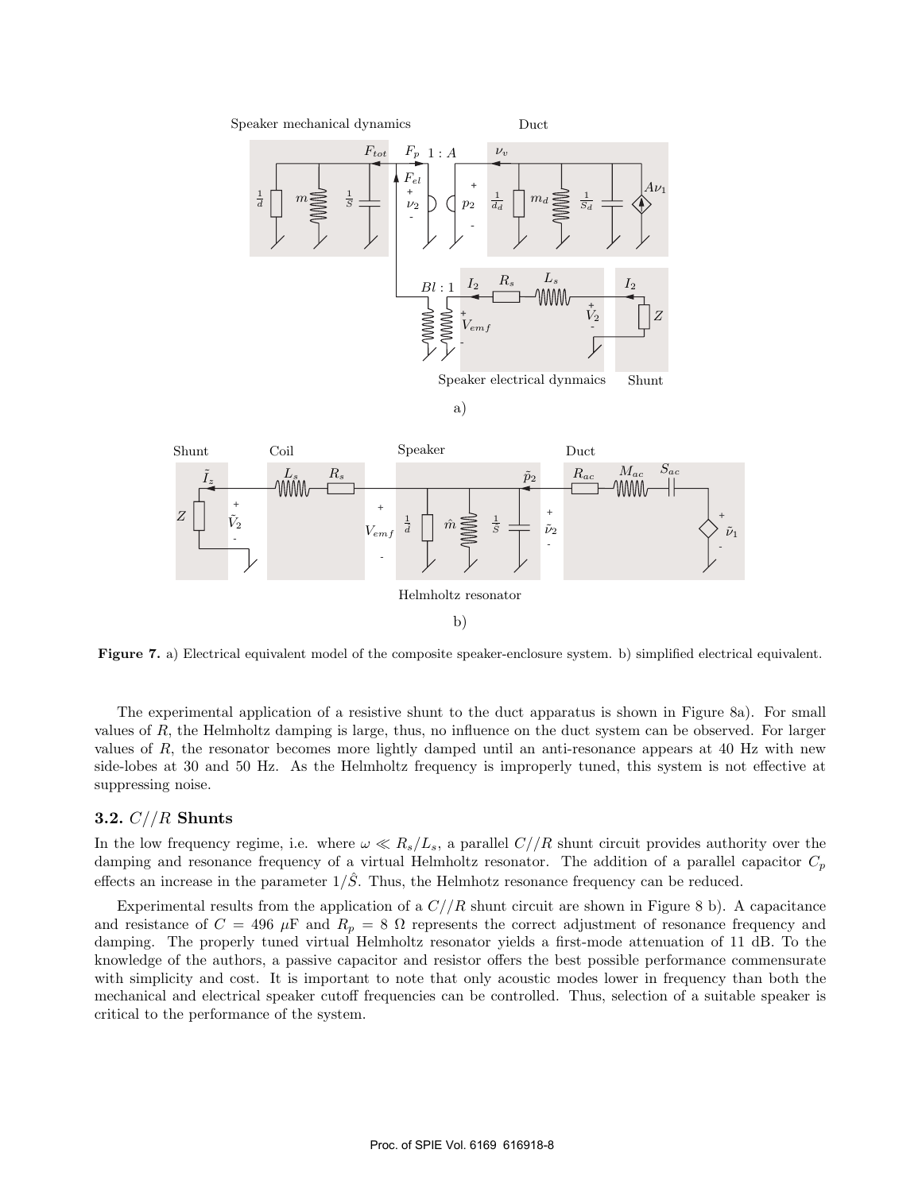**Figure 7.** a) Electrical equivalent model of the composite speaker-enclosure system. b) simplified electrical equivalent.

The experimental application of a resistive shunt to the duct apparatus is shown in Figure 8a). For small values of $R$, the Helmholtz damping is large, thus, no influence on the duct system can be observed. For larger values of $R$, the resonator becomes more lightly damped until an anti-resonance appears at 40 Hz with new side-lobes at 30 and 50 Hz. As the Helmholtz frequency is improperly tuned, this system is not effective at suppressing noise.

### 3.2. $C//R$ Shunts

In the low frequency regime, i.e. where $\omega \ll R_s/L_s$, a parallel $C//R$ shunt circuit provides authority over the damping and resonance frequency of a virtual Helmholtz resonator. The addition of a parallel capacitor $C_p$ effects an increase in the parameter $1/\hat{S}$. Thus, the Helmhotz resonance frequency can be reduced.

Experimental results from the application of a $C//R$ shunt circuit are shown in Figure 8 b). A capacitance and resistance of $C = 496$ $\mu$F and $R_p = 8$ $\Omega$ represents the correct adjustment of resonance frequency and damping. The properly tuned virtual Helmholtz resonator yields a first-mode attenuation of 11 dB. To the knowledge of the authors, a passive capacitor and resistor offers the best possible performance commensurate with simplicity and cost. It is important to note that only acoustic modes lower in frequency than both the mechanical and electrical speaker cutoff frequencies can be controlled. Thus, selection of a suitable speaker is critical to the performance of the system.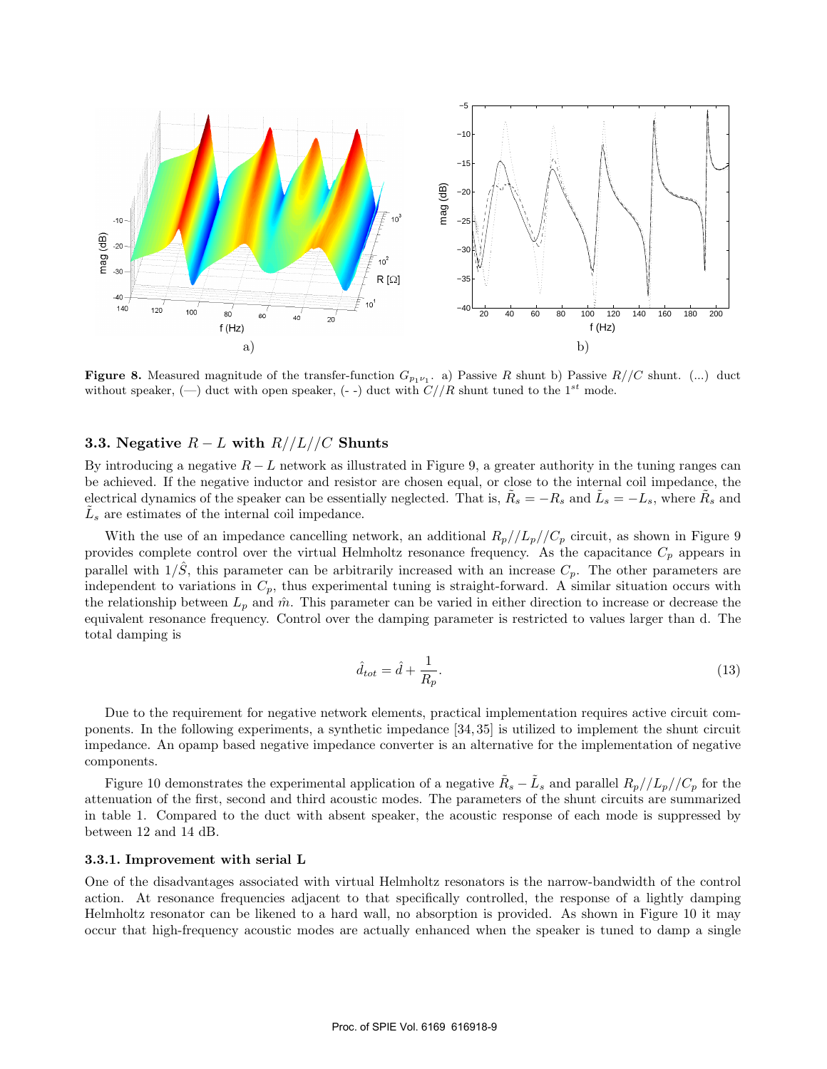**Figure 8.** Measured magnitude of the transfer-function $G_{p_1 \nu_1}$. a) Passive $R$ shunt b) Passive $R//C$ shunt. (...) duct without speaker, (—) duct with open speaker, (- -) duct with $C//R$ shunt tuned to the $1^{st}$ mode.

### 3.3. Negative $R - L$ with $R//L//C$ Shunts

By introducing a negative $R - L$ network as illustrated in Figure 9, a greater authority in the tuning ranges can be achieved. If the negative inductor and resistor are chosen equal, or close to the internal coil impedance, the electrical dynamics of the speaker can be essentially neglected. That is, $\tilde{R}_s = -R_s$ and $\tilde{L}_s = -L_s$, where $\tilde{R}_s$ and $\tilde{L}_s$ are estimates of the internal coil impedance.

With the use of an impedance cancelling network, an additional $R_p//L_p//C_p$ circuit, as shown in Figure 9 provides complete control over the virtual Helmholtz resonance frequency. As the capacitance $C_p$ appears in parallel with $1/\hat{S}$, this parameter can be arbitrarily increased with an increase $C_p$. The other parameters are independent to variations in $C_p$, thus experimental tuning is straight-forward. A similar situation occurs with the relationship between $L_p$ and $\hat{m}$. This parameter can be varied in either direction to increase or decrease the equivalent resonance frequency. Control over the damping parameter is restricted to values larger than d. The total damping is

$$\hat{d}_{tot} = \hat{d} + \frac{1}{R_p}. \tag{13}$$

Due to the requirement for negative network elements, practical implementation requires active circuit components. In the following experiments, a synthetic impedance [34, 35] is utilized to implement the shunt circuit impedance. An opamp based negative impedance converter is an alternative for the implementation of negative components.

Figure 10 demonstrates the experimental application of a negative $\tilde{R}_s - \tilde{L}_s$ and parallel $R_p//L_p//C_p$ for the attenuation of the first, second and third acoustic modes. The parameters of the shunt circuits are summarized in table 1. Compared to the duct with absent speaker, the acoustic response of each mode is suppressed by between 12 and 14 dB.

#### 3.3.1. Improvement with serial L

One of the disadvantages associated with virtual Helmholtz resonators is the narrow-bandwidth of the control action. At resonance frequencies adjacent to that specifically controlled, the response of a lightly damping Helmholtz resonator can be likened to a hard wall, no absorption is provided. As shown in Figure 10 it may occur that high-frequency acoustic modes are actually enhanced when the speaker is tuned to damp a single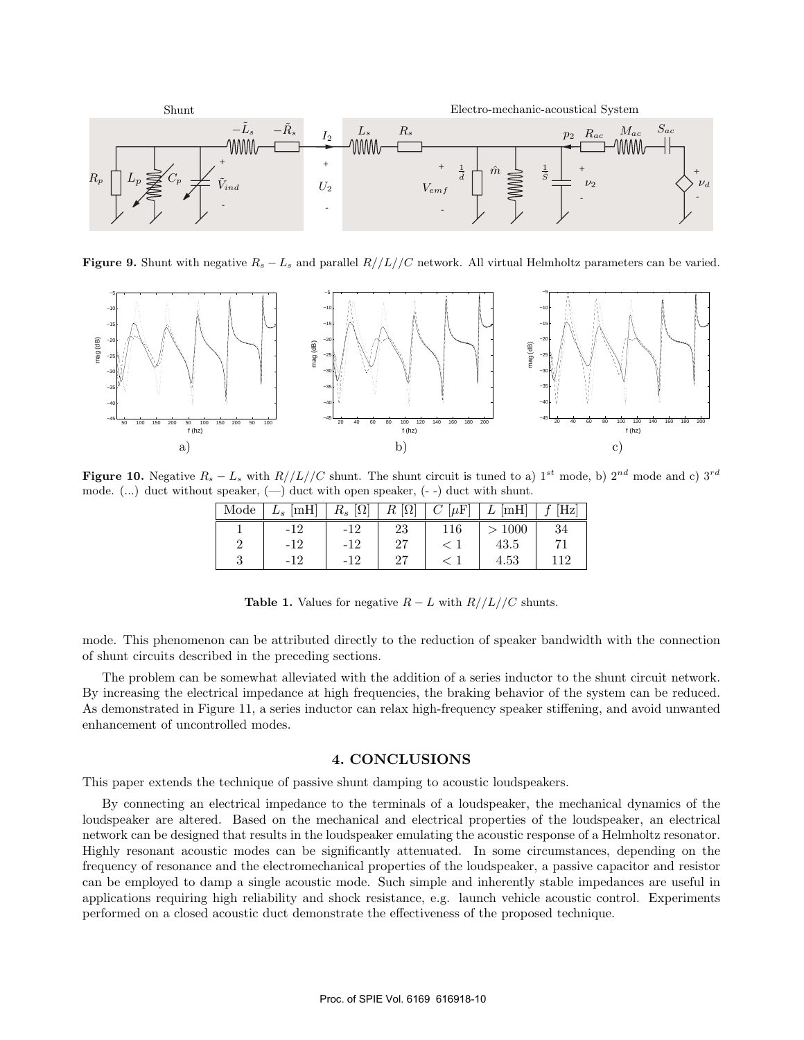**Figure 9.** Shunt with negative $R_s - L_s$ and parallel $R//L//C$ network. All virtual Helmholtz parameters can be varied.

**Figure 10.** Negative $R_s - L_s$ with $R//L//C$ shunt. The shunt circuit is tuned to a) $1^{st}$ mode, b) $2^{nd}$ mode and c) $3^{rd}$ mode. (...) duct without speaker, (—) duct with open speaker, (- -) duct with shunt.

| Mode | $L_s$ [mH] | $R_s$ [$\Omega$] | $R$ [$\Omega$] | $C$ [$\mu$F] | $L$ [mH] | $f$ [Hz] |
|---|---|---|---|---|---|---|
| 1 | -12 | -12 | 23 | 116 | $> 1000$ | 34 |
| 2 | -12 | -12 | 27 | $< 1$ | 43.5 | 71 |
| 3 | -12 | -12 | 27 | $< 1$ | 4.53 | 112 |

**Table 1.** Values for negative $R - L$ with $R//L//C$ shunts.

mode. This phenomenon can be attributed directly to the reduction of speaker bandwidth with the connection of shunt circuits described in the preceding sections.

The problem can be somewhat alleviated with the addition of a series inductor to the shunt circuit network. By increasing the electrical impedance at high frequencies, the braking behavior of the system can be reduced. As demonstrated in Figure 11, a series inductor can relax high-frequency speaker stiffening, and avoid unwanted enhancement of uncontrolled modes.

## 4. CONCLUSIONS

This paper extends the technique of passive shunt damping to acoustic loudspeakers.

By connecting an electrical impedance to the terminals of a loudspeaker, the mechanical dynamics of the loudspeaker are altered. Based on the mechanical and electrical properties of the loudspeaker, an electrical network can be designed that results in the loudspeaker emulating the acoustic response of a Helmholtz resonator. Highly resonant acoustic modes can be significantly attenuated. In some circumstances, depending on the frequency of resonance and the electromechanical properties of the loudspeaker, a passive capacitor and resistor can be employed to damp a single acoustic mode. Such simple and inherently stable impedances are useful in applications requiring high reliability and shock resistance, e.g. launch vehicle acoustic control. Experiments performed on a closed acoustic duct demonstrate the effectiveness of the proposed technique.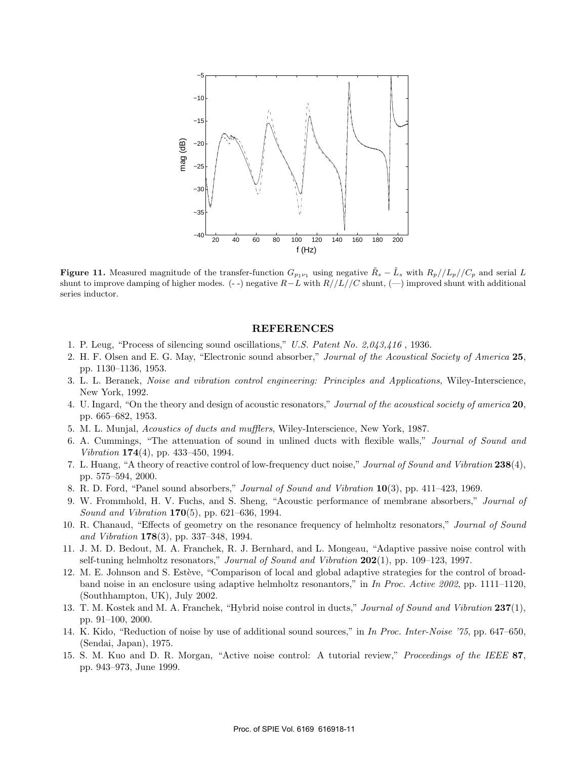**Figure 11.** Measured magnitude of the transfer-function $G_{p_1\nu_1}$ using negative $\tilde{R}_s - \tilde{L}_s$ with $R_p//L_p//C_p$ and serial $L$ shunt to improve damping of higher modes. (- -) negative $R-L$ with $R//L//C$ shunt, (—) improved shunt with additional series inductor.

## REFERENCES

1. P. Leug, "Process of silencing sound oscillations," *U.S. Patent No. 2,043,416* , 1936.
2. H. F. Olsen and E. G. May, "Electronic sound absorber," *Journal of the Acoustical Society of America* **25**, pp. 1130–1136, 1953.
3. L. L. Beranek, *Noise and vibration control engineering: Principles and Applications*, Wiley-Interscience, New York, 1992.
4. U. Ingard, "On the theory and design of acoustic resonators," *Journal of the acoustical society of america* **20**, pp. 665–682, 1953.
5. M. L. Munjal, *Acoustics of ducts and mufflers*, Wiley-Interscience, New York, 1987.
6. A. Cummings, "The attenuation of sound in unlined ducts with flexible walls," *Journal of Sound and Vibration* **174**(4), pp. 433–450, 1994.
7. L. Huang, "A theory of reactive control of low-frequency duct noise," *Journal of Sound and Vibration* **238**(4), pp. 575–594, 2000.
8. R. D. Ford, "Panel sound absorbers," *Journal of Sound and Vibration* **10**(3), pp. 411–423, 1969.
9. W. Frommhold, H. V. Fuchs, and S. Sheng, "Acoustic performance of membrane absorbers," *Journal of Sound and Vibration* **170**(5), pp. 621–636, 1994.
10. R. Chanaud, "Effects of geometry on the resonance frequency of helmholtz resonators," *Journal of Sound and Vibration* **178**(3), pp. 337–348, 1994.
11. J. M. D. Bedout, M. A. Franchek, R. J. Bernhard, and L. Mongeau, "Adaptive passive noise control with self-tuning helmholtz resonators," *Journal of Sound and Vibration* **202**(1), pp. 109–123, 1997.
12. M. E. Johnson and S. Estève, "Comparison of local and global adaptive strategies for the control of broadband noise in an enclosure using adaptive helmholtz resonantors," in *In Proc. Active 2002*, pp. 1111–1120, (Southhampton, UK), July 2002.
13. T. M. Kostek and M. A. Franchek, "Hybrid noise control in ducts," *Journal of Sound and Vibration* **237**(1), pp. 91–100, 2000.
14. K. Kido, "Reduction of noise by use of additional sound sources," in *In Proc. Inter-Noise '75*, pp. 647–650, (Sendai, Japan), 1975.
15. S. M. Kuo and D. R. Morgan, "Active noise control: A tutorial review," *Proceedings of the IEEE* **87**, pp. 943–973, June 1999.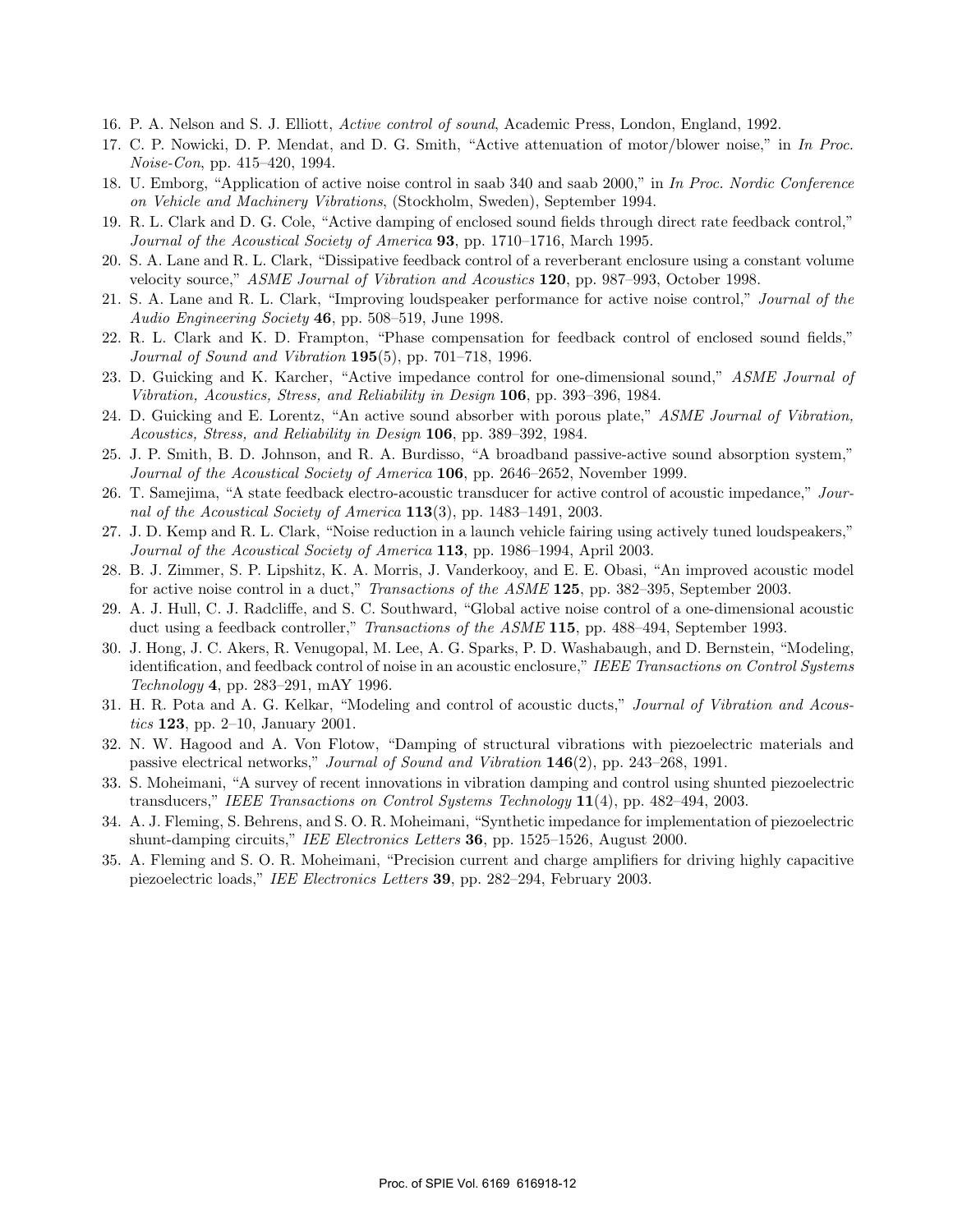16. P. A. Nelson and S. J. Elliott, *Active control of sound*, Academic Press, London, England, 1992.
17. C. P. Nowicki, D. P. Mendat, and D. G. Smith, "Active attenuation of motor/blower noise," in *In Proc. Noise-Con*, pp. 415–420, 1994.
18. U. Emborg, "Application of active noise control in saab 340 and saab 2000," in *In Proc. Nordic Conference on Vehicle and Machinery Vibrations*, (Stockholm, Sweden), September 1994.
19. R. L. Clark and D. G. Cole, "Active damping of enclosed sound fields through direct rate feedback control," *Journal of the Acoustical Society of America* **93**, pp. 1710–1716, March 1995.
20. S. A. Lane and R. L. Clark, "Dissipative feedback control of a reverberant enclosure using a constant volume velocity source," *ASME Journal of Vibration and Acoustics* **120**, pp. 987–993, October 1998.
21. S. A. Lane and R. L. Clark, "Improving loudspeaker performance for active noise control," *Journal of the Audio Engineering Society* **46**, pp. 508–519, June 1998.
22. R. L. Clark and K. D. Frampton, "Phase compensation for feedback control of enclosed sound fields," *Journal of Sound and Vibration* **195**(5), pp. 701–718, 1996.
23. D. Guicking and K. Karcher, "Active impedance control for one-dimensional sound," *ASME Journal of Vibration, Acoustics, Stress, and Reliability in Design* **106**, pp. 393–396, 1984.
24. D. Guicking and E. Lorentz, "An active sound absorber with porous plate," *ASME Journal of Vibration, Acoustics, Stress, and Reliability in Design* **106**, pp. 389–392, 1984.
25. J. P. Smith, B. D. Johnson, and R. A. Burdisso, "A broadband passive-active sound absorption system," *Journal of the Acoustical Society of America* **106**, pp. 2646–2652, November 1999.
26. T. Samejima, "A state feedback electro-acoustic transducer for active control of acoustic impedance," *Journal of the Acoustical Society of America* **113**(3), pp. 1483–1491, 2003.
27. J. D. Kemp and R. L. Clark, "Noise reduction in a launch vehicle fairing using actively tuned loudspeakers," *Journal of the Acoustical Society of America* **113**, pp. 1986–1994, April 2003.
28. B. J. Zimmer, S. P. Lipshitz, K. A. Morris, J. Vanderkooy, and E. E. Obasi, "An improved acoustic model for active noise control in a duct," *Transactions of the ASME* **125**, pp. 382–395, September 2003.
29. A. J. Hull, C. J. Radcliffe, and S. C. Southward, "Global active noise control of a one-dimensional acoustic duct using a feedback controller," *Transactions of the ASME* **115**, pp. 488–494, September 1993.
30. J. Hong, J. C. Akers, R. Venugopal, M. Lee, A. G. Sparks, P. D. Washabaugh, and D. Bernstein, "Modeling, identification, and feedback control of noise in an acoustic enclosure," *IEEE Transactions on Control Systems Technology* **4**, pp. 283–291, mAY 1996.
31. H. R. Pota and A. G. Kelkar, "Modeling and control of acoustic ducts," *Journal of Vibration and Acoustics* **123**, pp. 2–10, January 2001.
32. N. W. Hagood and A. Von Flotow, "Damping of structural vibrations with piezoelectric materials and passive electrical networks," *Journal of Sound and Vibration* **146**(2), pp. 243–268, 1991.
33. S. Moheimani, "A survey of recent innovations in vibration damping and control using shunted piezoelectric transducers," *IEEE Transactions on Control Systems Technology* **11**(4), pp. 482–494, 2003.
34. A. J. Fleming, S. Behrens, and S. O. R. Moheimani, "Synthetic impedance for implementation of piezoelectric shunt-damping circuits," *IEE Electronics Letters* **36**, pp. 1525–1526, August 2000.
35. A. Fleming and S. O. R. Moheimani, "Precision current and charge amplifiers for driving highly capacitive piezoelectric loads," *IEE Electronics Letters* **39**, pp. 282–294, February 2003.